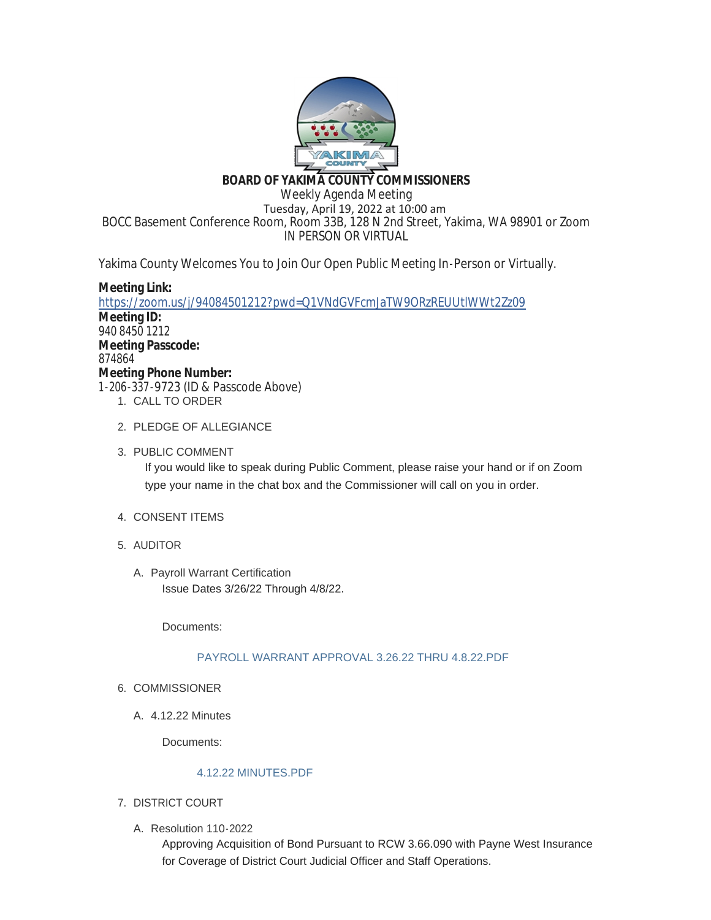**BOARD OF YAKIMA COUNTY COMMISSIONERS**
Weekly Agenda Meeting
Tuesday, April 19, 2022 at 10:00 am
BOCC Basement Conference Room, Room 33B, 128 N 2nd Street, Yakima, WA 98901 or Zoom
IN PERSON OR VIRTUAL

Yakima County Welcomes You to Join Our Open Public Meeting In-Person or Virtually.

**Meeting Link:**
https://zoom.us/j/94084501212?pwd=Q1VNdGVFcmJaTW9ORzREUUtlWWt2Zz09
**Meeting ID:**
940 8450 1212
**Meeting Passcode:**
874864
**Meeting Phone Number:**
1-206-337-9723 (ID & Passcode Above)

1. CALL TO ORDER

2. PLEDGE OF ALLEGIANCE

3. PUBLIC COMMENT

   If you would like to speak during Public Comment, please raise your hand or if on Zoom type your name in the chat box and the Commissioner will call on you in order.

4. CONSENT ITEMS

5. AUDITOR

   A. Payroll Warrant Certification

      Issue Dates 3/26/22 Through 4/8/22.

      Documents:

      PAYROLL WARRANT APPROVAL 3.26.22 THRU 4.8.22.PDF

6. COMMISSIONER

   A. 4.12.22 Minutes

      Documents:

      4.12.22 MINUTES.PDF

7. DISTRICT COURT

   A. Resolution 110-2022

      Approving Acquisition of Bond Pursuant to RCW 3.66.090 with Payne West Insurance for Coverage of District Court Judicial Officer and Staff Operations.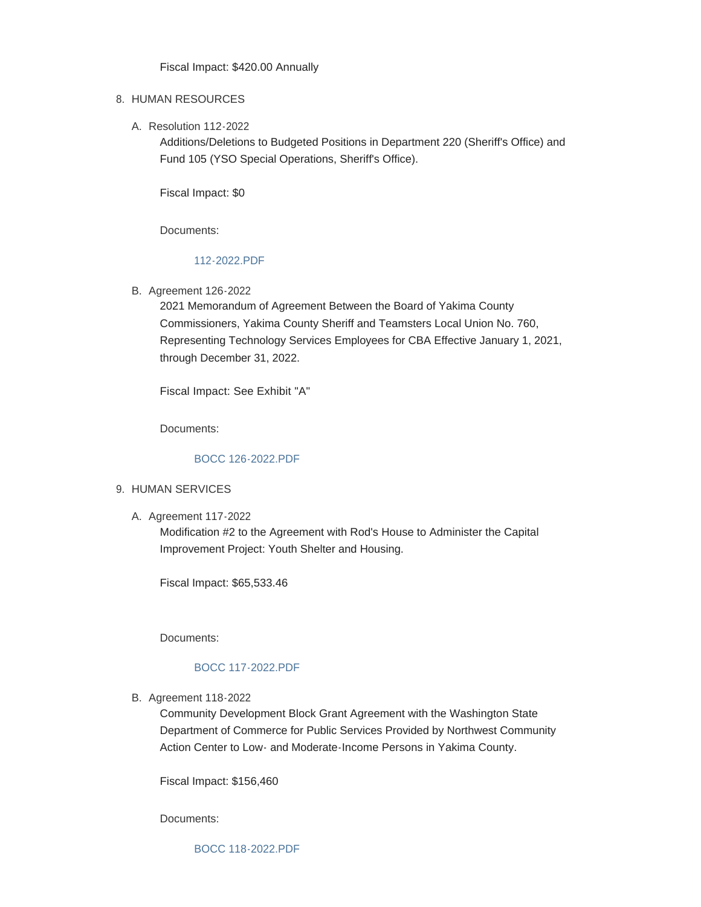Fiscal Impact: $420.00 Annually

8. HUMAN RESOURCES

   A. Resolution 112-2022

      Additions/Deletions to Budgeted Positions in Department 220 (Sheriff's Office) and Fund 105 (YSO Special Operations, Sheriff's Office).

      Fiscal Impact: $0

      Documents:

      112-2022.PDF

   B. Agreement 126-2022

      2021 Memorandum of Agreement Between the Board of Yakima County Commissioners, Yakima County Sheriff and Teamsters Local Union No. 760, Representing Technology Services Employees for CBA Effective January 1, 2021, through December 31, 2022.

      Fiscal Impact: See Exhibit "A"

      Documents:

      BOCC 126-2022.PDF

9. HUMAN SERVICES

   A. Agreement 117-2022

      Modification #2 to the Agreement with Rod's House to Administer the Capital Improvement Project: Youth Shelter and Housing.

      Fiscal Impact: $65,533.46

      Documents:

      BOCC 117-2022.PDF

   B. Agreement 118-2022

      Community Development Block Grant Agreement with the Washington State Department of Commerce for Public Services Provided by Northwest Community Action Center to Low- and Moderate-Income Persons in Yakima County.

      Fiscal Impact: $156,460

      Documents:

      BOCC 118-2022.PDF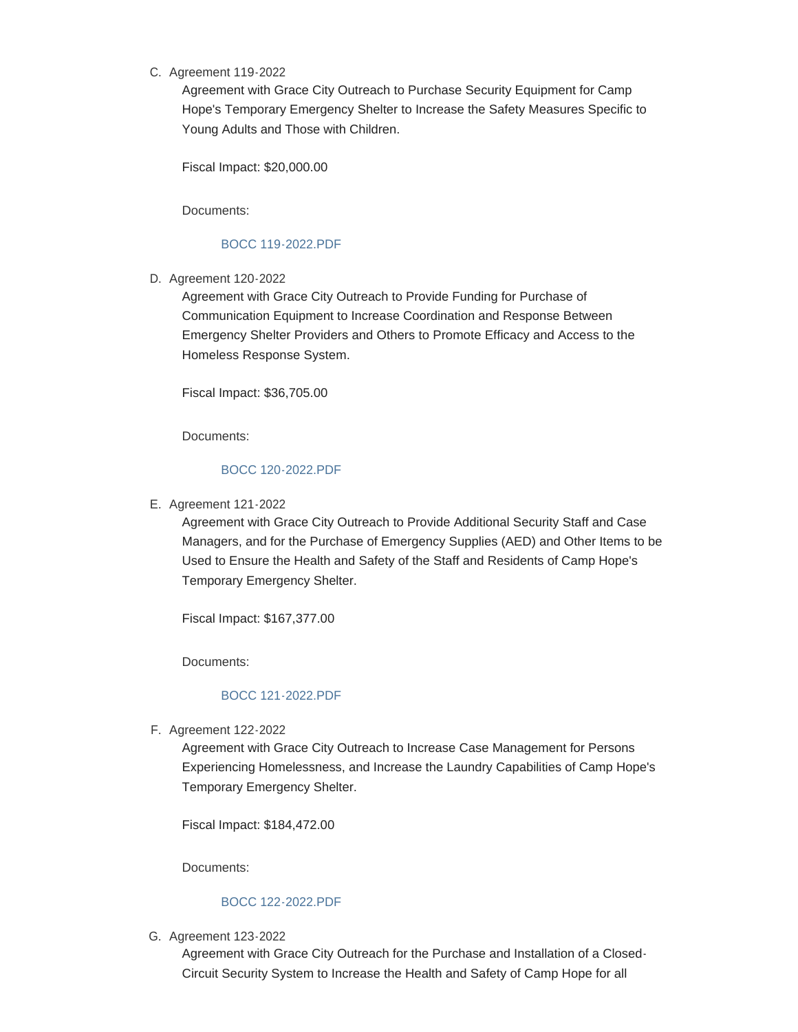C. Agreement 119-2022

Agreement with Grace City Outreach to Purchase Security Equipment for Camp Hope's Temporary Emergency Shelter to Increase the Safety Measures Specific to Young Adults and Those with Children.

Fiscal Impact: $20,000.00

Documents:

BOCC 119-2022.PDF

D. Agreement 120-2022

Agreement with Grace City Outreach to Provide Funding for Purchase of Communication Equipment to Increase Coordination and Response Between Emergency Shelter Providers and Others to Promote Efficacy and Access to the Homeless Response System.

Fiscal Impact: $36,705.00

Documents:

BOCC 120-2022.PDF

E. Agreement 121-2022

Agreement with Grace City Outreach to Provide Additional Security Staff and Case Managers, and for the Purchase of Emergency Supplies (AED) and Other Items to be Used to Ensure the Health and Safety of the Staff and Residents of Camp Hope's Temporary Emergency Shelter.

Fiscal Impact: $167,377.00

Documents:

BOCC 121-2022.PDF

F. Agreement 122-2022

Agreement with Grace City Outreach to Increase Case Management for Persons Experiencing Homelessness, and Increase the Laundry Capabilities of Camp Hope's Temporary Emergency Shelter.

Fiscal Impact: $184,472.00

Documents:

BOCC 122-2022.PDF

G. Agreement 123-2022

Agreement with Grace City Outreach for the Purchase and Installation of a Closed-Circuit Security System to Increase the Health and Safety of Camp Hope for all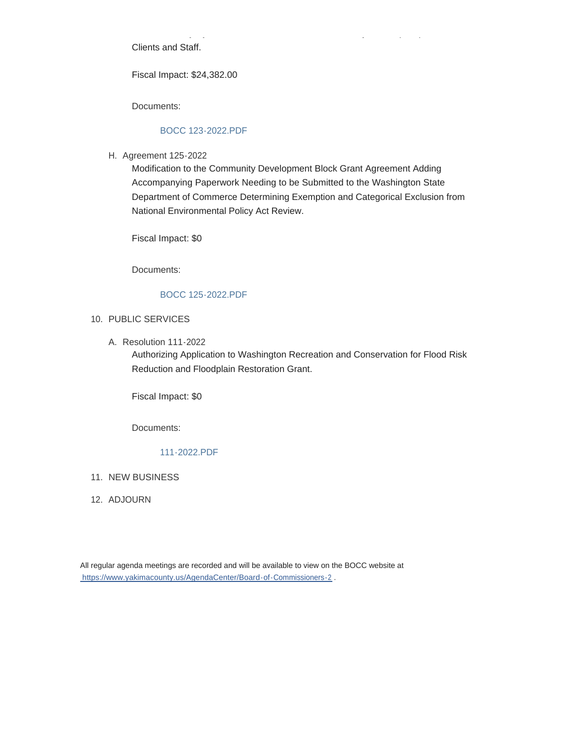Clients and Staff.

Fiscal Impact: $24,382.00

Documents:

BOCC 123-2022.PDF

H. Agreement 125-2022

Modification to the Community Development Block Grant Agreement Adding Accompanying Paperwork Needing to be Submitted to the Washington State Department of Commerce Determining Exemption and Categorical Exclusion from National Environmental Policy Act Review.

Fiscal Impact: $0

Documents:

BOCC 125-2022.PDF

10. PUBLIC SERVICES

A. Resolution 111-2022

Authorizing Application to Washington Recreation and Conservation for Flood Risk Reduction and Floodplain Restoration Grant.

Fiscal Impact: $0

Documents:

111-2022.PDF

11. NEW BUSINESS

12. ADJOURN

All regular agenda meetings are recorded and will be available to view on the BOCC website at https://www.yakimacounty.us/AgendaCenter/Board-of-Commissioners-2 .